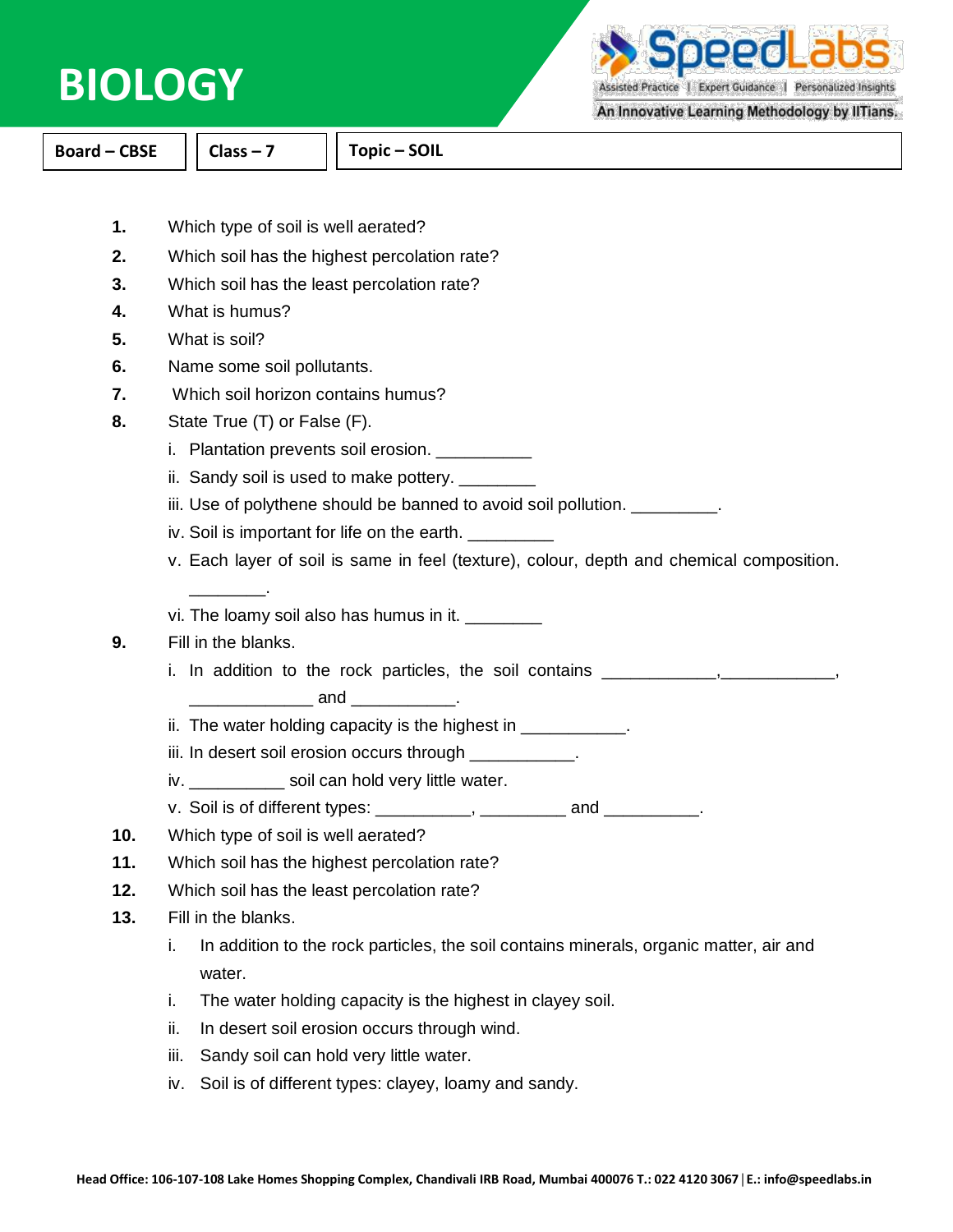# BIOLOGY

| Board – CBSE | Class – 7 | Topic – SOIL |
|---|---|---|

1. Which type of soil is well aerated?
2. Which soil has the highest percolation rate?
3. Which soil has the least percolation rate?
4. What is humus?
5. What is soil?
6. Name some soil pollutants.
7. Which soil horizon contains humus?
8. State True (T) or False (F).
   - i. Plantation prevents soil erosion. __________
   - ii. Sandy soil is used to make pottery. ________
   - iii. Use of polythene should be banned to avoid soil pollution. _________.
   - iv. Soil is important for life on the earth. _________
   - v. Each layer of soil is same in feel (texture), colour, depth and chemical composition. ________.
   - vi. The loamy soil also has humus in it. ________
9. Fill in the blanks.
   - i. In addition to the rock particles, the soil contains ____________,____________, _____________ and ___________.
   - ii. The water holding capacity is the highest in ___________.
   - iii. In desert soil erosion occurs through ___________.
   - iv. __________ soil can hold very little water.
   - v. Soil is of different types: __________, _________ and __________.
10. Which type of soil is well aerated?
11. Which soil has the highest percolation rate?
12. Which soil has the least percolation rate?
13. Fill in the blanks.
   - i. In addition to the rock particles, the soil contains minerals, organic matter, air and water.
   - i. The water holding capacity is the highest in clayey soil.
   - ii. In desert soil erosion occurs through wind.
   - iii. Sandy soil can hold very little water.
   - iv. Soil is of different types: clayey, loamy and sandy.

Head Office: 106-107-108 Lake Homes Shopping Complex, Chandivali IRB Road, Mumbai 400076 T.: 022 4120 3067 | E.: info@speedlabs.in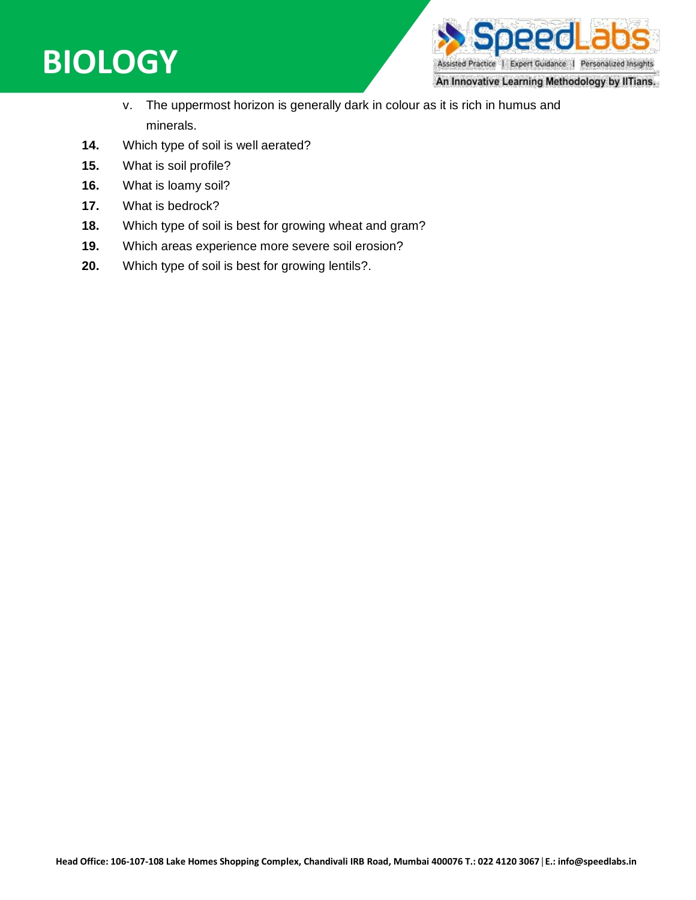v. The uppermost horizon is generally dark in colour as it is rich in humus and minerals.

**14.** Which type of soil is well aerated?

**15.** What is soil profile?

**16.** What is loamy soil?

**17.** What is bedrock?

**18.** Which type of soil is best for growing wheat and gram?

**19.** Which areas experience more severe soil erosion?

**20.** Which type of soil is best for growing lentils?.